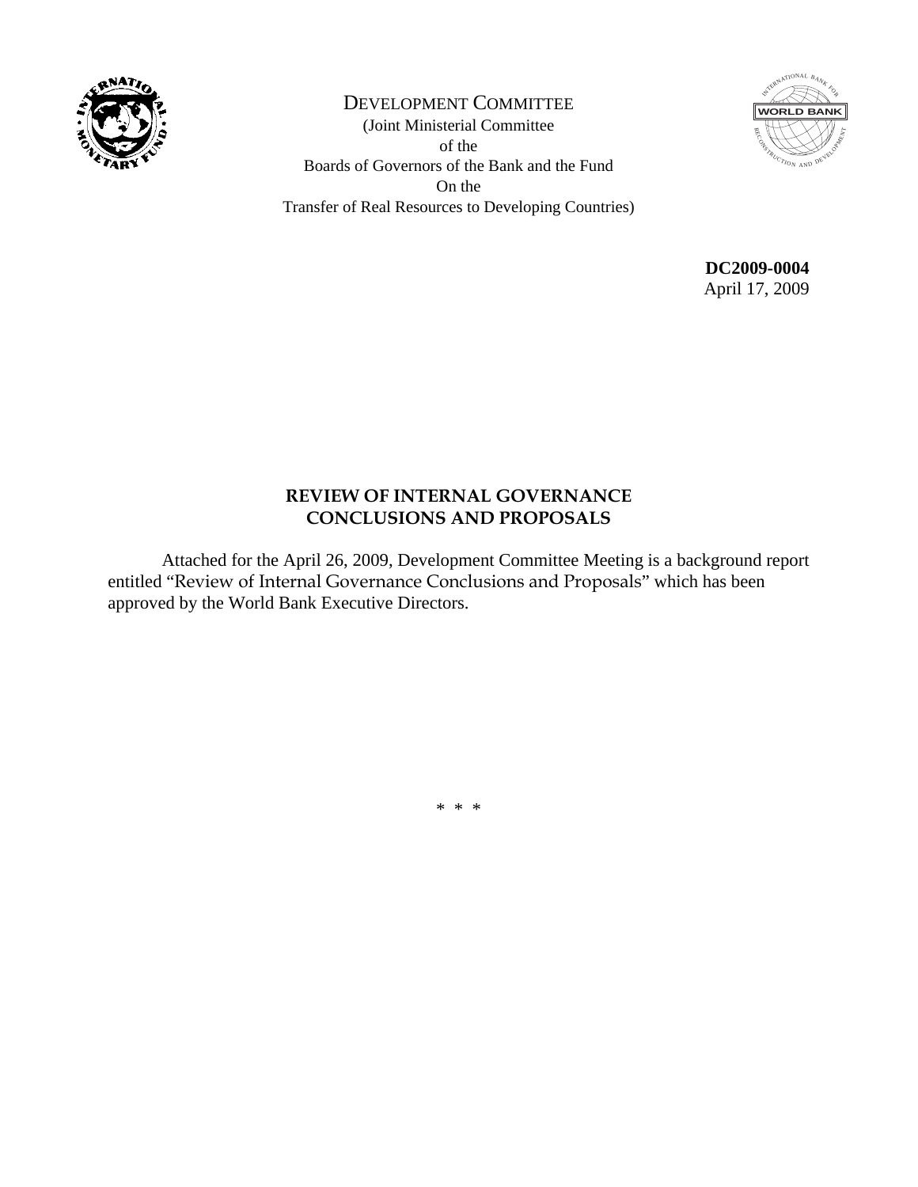DEVELOPMENT COMMITTEE

(Joint Ministerial Committee
of the
Boards of Governors of the Bank and the Fund
On the
Transfer of Real Resources to Developing Countries)

**DC2009-0004**
April 17, 2009

**REVIEW OF INTERNAL GOVERNANCE**
**CONCLUSIONS AND PROPOSALS**

Attached for the April 26, 2009, Development Committee Meeting is a background report entitled "Review of Internal Governance Conclusions and Proposals" which has been approved by the World Bank Executive Directors.

\* \* \*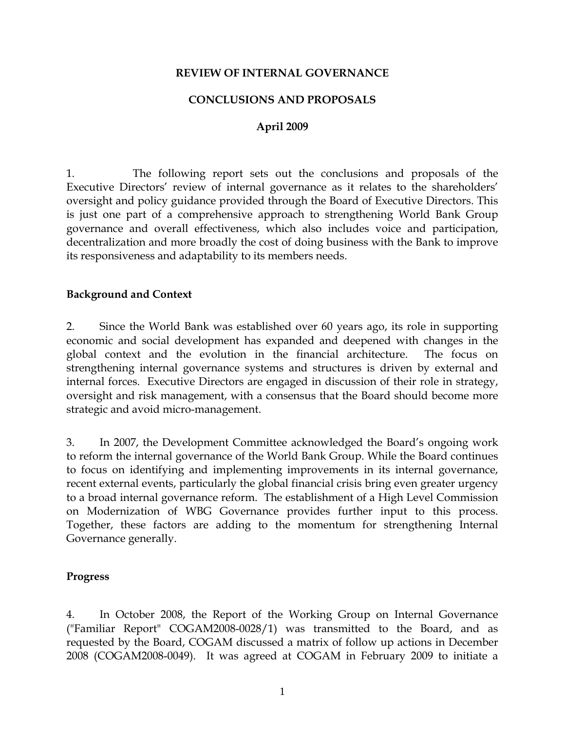**REVIEW OF INTERNAL GOVERNANCE**

**CONCLUSIONS AND PROPOSALS**

**April 2009**

1. The following report sets out the conclusions and proposals of the Executive Directors' review of internal governance as it relates to the shareholders' oversight and policy guidance provided through the Board of Executive Directors. This is just one part of a comprehensive approach to strengthening World Bank Group governance and overall effectiveness, which also includes voice and participation, decentralization and more broadly the cost of doing business with the Bank to improve its responsiveness and adaptability to its members needs.

**Background and Context**

2. Since the World Bank was established over 60 years ago, its role in supporting economic and social development has expanded and deepened with changes in the global context and the evolution in the financial architecture. The focus on strengthening internal governance systems and structures is driven by external and internal forces. Executive Directors are engaged in discussion of their role in strategy, oversight and risk management, with a consensus that the Board should become more strategic and avoid micro-management.

3. In 2007, the Development Committee acknowledged the Board's ongoing work to reform the internal governance of the World Bank Group. While the Board continues to focus on identifying and implementing improvements in its internal governance, recent external events, particularly the global financial crisis bring even greater urgency to a broad internal governance reform. The establishment of a High Level Commission on Modernization of WBG Governance provides further input to this process. Together, these factors are adding to the momentum for strengthening Internal Governance generally.

**Progress**

4. In October 2008, the Report of the Working Group on Internal Governance ("Familiar Report" COGAM2008-0028/1) was transmitted to the Board, and as requested by the Board, COGAM discussed a matrix of follow up actions in December 2008 (COGAM2008-0049). It was agreed at COGAM in February 2009 to initiate a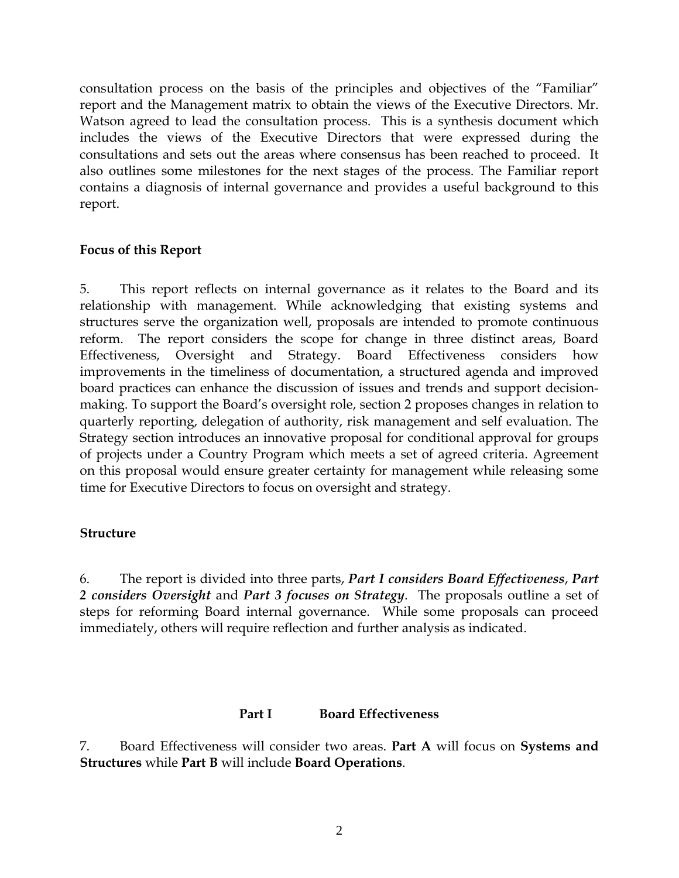consultation process on the basis of the principles and objectives of the "Familiar" report and the Management matrix to obtain the views of the Executive Directors. Mr. Watson agreed to lead the consultation process. This is a synthesis document which includes the views of the Executive Directors that were expressed during the consultations and sets out the areas where consensus has been reached to proceed. It also outlines some milestones for the next stages of the process. The Familiar report contains a diagnosis of internal governance and provides a useful background to this report.

**Focus of this Report**

5. This report reflects on internal governance as it relates to the Board and its relationship with management. While acknowledging that existing systems and structures serve the organization well, proposals are intended to promote continuous reform. The report considers the scope for change in three distinct areas, Board Effectiveness, Oversight and Strategy. Board Effectiveness considers how improvements in the timeliness of documentation, a structured agenda and improved board practices can enhance the discussion of issues and trends and support decision-making. To support the Board's oversight role, section 2 proposes changes in relation to quarterly reporting, delegation of authority, risk management and self evaluation. The Strategy section introduces an innovative proposal for conditional approval for groups of projects under a Country Program which meets a set of agreed criteria. Agreement on this proposal would ensure greater certainty for management while releasing some time for Executive Directors to focus on oversight and strategy.

**Structure**

6. The report is divided into three parts, ***Part I considers Board Effectiveness***, ***Part 2 considers Oversight*** and ***Part 3 focuses on Strategy***. The proposals outline a set of steps for reforming Board internal governance. While some proposals can proceed immediately, others will require reflection and further analysis as indicated.

## Part I Board Effectiveness

7. Board Effectiveness will consider two areas. **Part A** will focus on **Systems and Structures** while **Part B** will include **Board Operations**.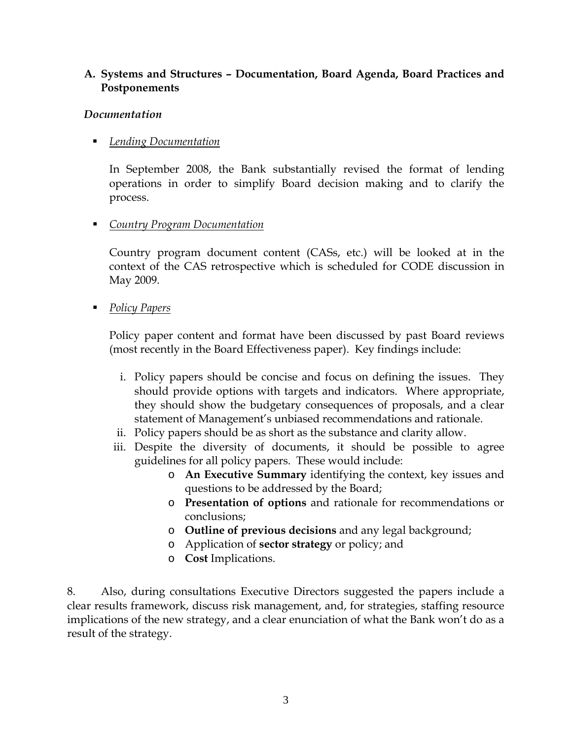### A. Systems and Structures – Documentation, Board Agenda, Board Practices and Postponements

#### *Documentation*

- *Lending Documentation*

  In September 2008, the Bank substantially revised the format of lending operations in order to simplify Board decision making and to clarify the process.

- *Country Program Documentation*

  Country program document content (CASs, etc.) will be looked at in the context of the CAS retrospective which is scheduled for CODE discussion in May 2009.

- *Policy Papers*

  Policy paper content and format have been discussed by past Board reviews (most recently in the Board Effectiveness paper). Key findings include:

  i. Policy papers should be concise and focus on defining the issues. They should provide options with targets and indicators. Where appropriate, they should show the budgetary consequences of proposals, and a clear statement of Management's unbiased recommendations and rationale.
  ii. Policy papers should be as short as the substance and clarity allow.
  iii. Despite the diversity of documents, it should be possible to agree guidelines for all policy papers. These would include:
      - **An Executive Summary** identifying the context, key issues and questions to be addressed by the Board;
      - **Presentation of options** and rationale for recommendations or conclusions;
      - **Outline of previous decisions** and any legal background;
      - Application of **sector strategy** or policy; and
      - **Cost** Implications.

8. Also, during consultations Executive Directors suggested the papers include a clear results framework, discuss risk management, and, for strategies, staffing resource implications of the new strategy, and a clear enunciation of what the Bank won't do as a result of the strategy.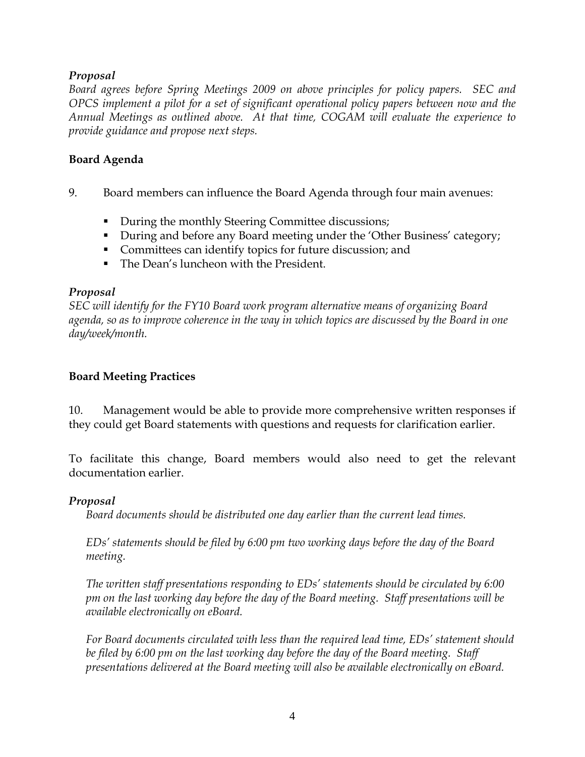***Proposal***

*Board agrees before Spring Meetings 2009 on above principles for policy papers. SEC and OPCS implement a pilot for a set of significant operational policy papers between now and the Annual Meetings as outlined above. At that time, COGAM will evaluate the experience to provide guidance and propose next steps.*

**Board Agenda**

9. Board members can influence the Board Agenda through four main avenues:

- During the monthly Steering Committee discussions;
- During and before any Board meeting under the 'Other Business' category;
- Committees can identify topics for future discussion; and
- The Dean's luncheon with the President.

***Proposal***

*SEC will identify for the FY10 Board work program alternative means of organizing Board agenda, so as to improve coherence in the way in which topics are discussed by the Board in one day/week/month.*

**Board Meeting Practices**

10. Management would be able to provide more comprehensive written responses if they could get Board statements with questions and requests for clarification earlier.

To facilitate this change, Board members would also need to get the relevant documentation earlier.

***Proposal***

*Board documents should be distributed one day earlier than the current lead times.*

*EDs' statements should be filed by 6:00 pm two working days before the day of the Board meeting.*

*The written staff presentations responding to EDs' statements should be circulated by 6:00 pm on the last working day before the day of the Board meeting. Staff presentations will be available electronically on eBoard.*

*For Board documents circulated with less than the required lead time, EDs' statement should be filed by 6:00 pm on the last working day before the day of the Board meeting. Staff presentations delivered at the Board meeting will also be available electronically on eBoard.*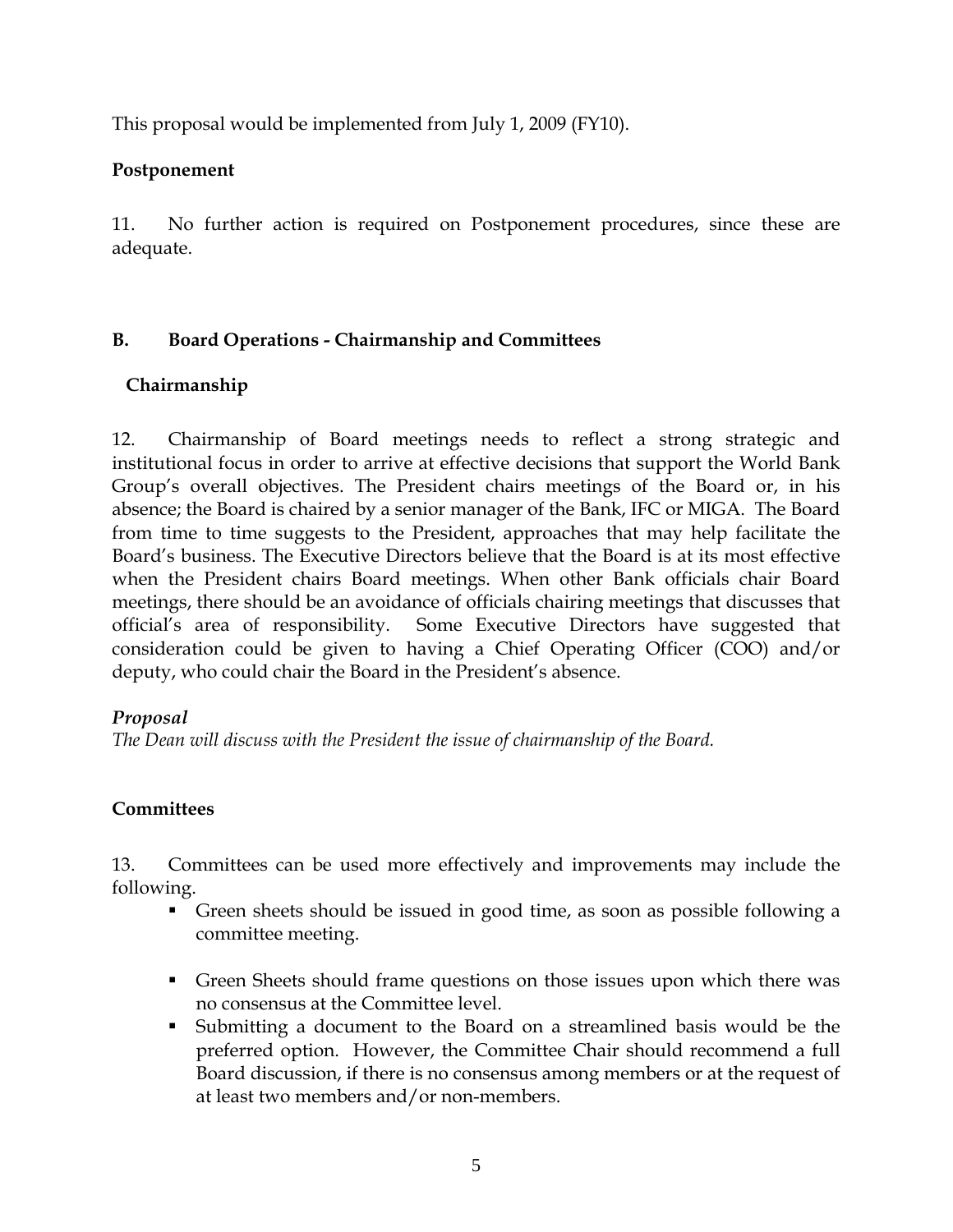This proposal would be implemented from July 1, 2009 (FY10).

**Postponement**

11. No further action is required on Postponement procedures, since these are adequate.

## B. Board Operations - Chairmanship and Committees

### Chairmanship

12. Chairmanship of Board meetings needs to reflect a strong strategic and institutional focus in order to arrive at effective decisions that support the World Bank Group's overall objectives. The President chairs meetings of the Board or, in his absence; the Board is chaired by a senior manager of the Bank, IFC or MIGA. The Board from time to time suggests to the President, approaches that may help facilitate the Board's business. The Executive Directors believe that the Board is at its most effective when the President chairs Board meetings. When other Bank officials chair Board meetings, there should be an avoidance of officials chairing meetings that discusses that official's area of responsibility. Some Executive Directors have suggested that consideration could be given to having a Chief Operating Officer (COO) and/or deputy, who could chair the Board in the President's absence.

***Proposal***

*The Dean will discuss with the President the issue of chairmanship of the Board.*

### Committees

13. Committees can be used more effectively and improvements may include the following.

- Green sheets should be issued in good time, as soon as possible following a committee meeting.
- Green Sheets should frame questions on those issues upon which there was no consensus at the Committee level.
- Submitting a document to the Board on a streamlined basis would be the preferred option. However, the Committee Chair should recommend a full Board discussion, if there is no consensus among members or at the request of at least two members and/or non-members.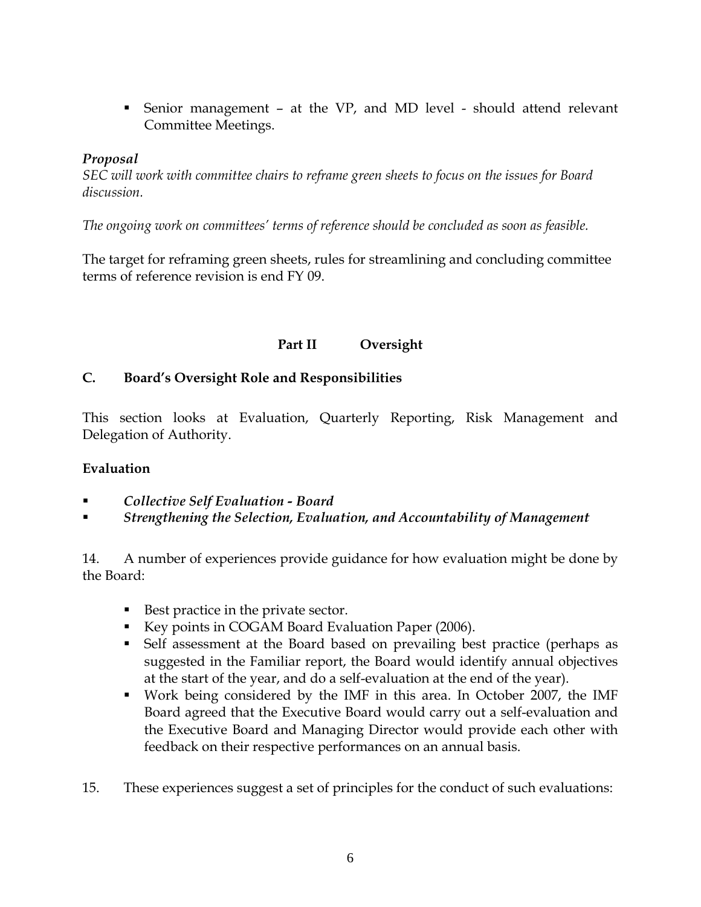- Senior management – at the VP, and MD level - should attend relevant Committee Meetings.

***Proposal***

*SEC will work with committee chairs to reframe green sheets to focus on the issues for Board discussion.*

*The ongoing work on committees' terms of reference should be concluded as soon as feasible.*

The target for reframing green sheets, rules for streamlining and concluding committee terms of reference revision is end FY 09.

## Part II Oversight

### C. Board's Oversight Role and Responsibilities

This section looks at Evaluation, Quarterly Reporting, Risk Management and Delegation of Authority.

**Evaluation**

- ***Collective Self Evaluation - Board***
- ***Strengthening the Selection, Evaluation, and Accountability of Management***

14. A number of experiences provide guidance for how evaluation might be done by the Board:

    - Best practice in the private sector.
    - Key points in COGAM Board Evaluation Paper (2006).
    - Self assessment at the Board based on prevailing best practice (perhaps as suggested in the Familiar report, the Board would identify annual objectives at the start of the year, and do a self-evaluation at the end of the year).
    - Work being considered by the IMF in this area. In October 2007, the IMF Board agreed that the Executive Board would carry out a self-evaluation and the Executive Board and Managing Director would provide each other with feedback on their respective performances on an annual basis.

15. These experiences suggest a set of principles for the conduct of such evaluations: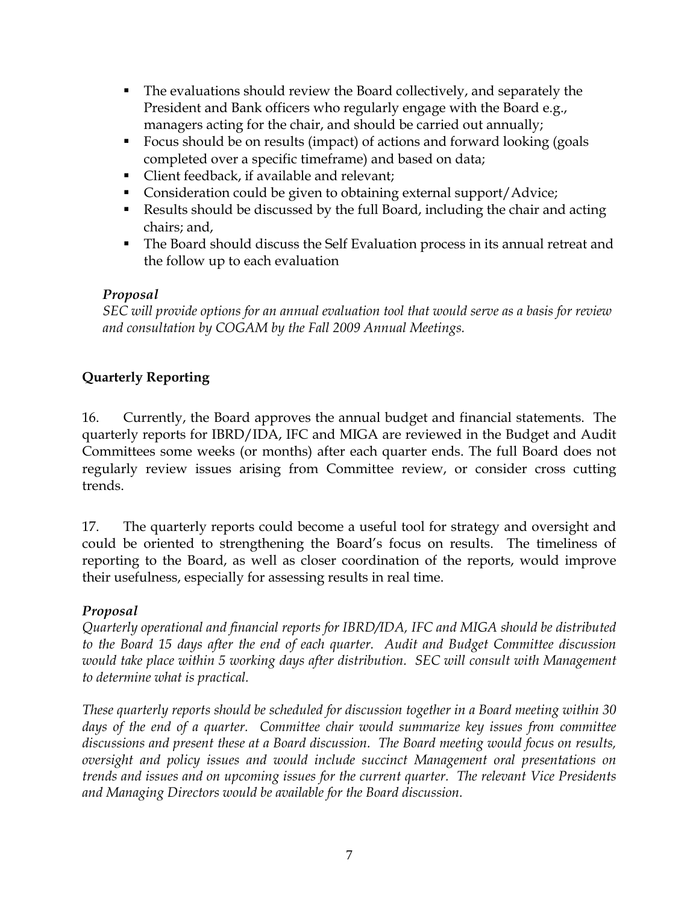- The evaluations should review the Board collectively, and separately the President and Bank officers who regularly engage with the Board e.g., managers acting for the chair, and should be carried out annually;
- Focus should be on results (impact) of actions and forward looking (goals completed over a specific timeframe) and based on data;
- Client feedback, if available and relevant;
- Consideration could be given to obtaining external support/Advice;
- Results should be discussed by the full Board, including the chair and acting chairs; and,
- The Board should discuss the Self Evaluation process in its annual retreat and the follow up to each evaluation

***Proposal***

*SEC will provide options for an annual evaluation tool that would serve as a basis for review and consultation by COGAM by the Fall 2009 Annual Meetings.*

**Quarterly Reporting**

16. Currently, the Board approves the annual budget and financial statements. The quarterly reports for IBRD/IDA, IFC and MIGA are reviewed in the Budget and Audit Committees some weeks (or months) after each quarter ends. The full Board does not regularly review issues arising from Committee review, or consider cross cutting trends.

17. The quarterly reports could become a useful tool for strategy and oversight and could be oriented to strengthening the Board's focus on results. The timeliness of reporting to the Board, as well as closer coordination of the reports, would improve their usefulness, especially for assessing results in real time.

***Proposal***

*Quarterly operational and financial reports for IBRD/IDA, IFC and MIGA should be distributed to the Board 15 days after the end of each quarter. Audit and Budget Committee discussion would take place within 5 working days after distribution. SEC will consult with Management to determine what is practical.*

*These quarterly reports should be scheduled for discussion together in a Board meeting within 30 days of the end of a quarter. Committee chair would summarize key issues from committee discussions and present these at a Board discussion. The Board meeting would focus on results, oversight and policy issues and would include succinct Management oral presentations on trends and issues and on upcoming issues for the current quarter. The relevant Vice Presidents and Managing Directors would be available for the Board discussion.*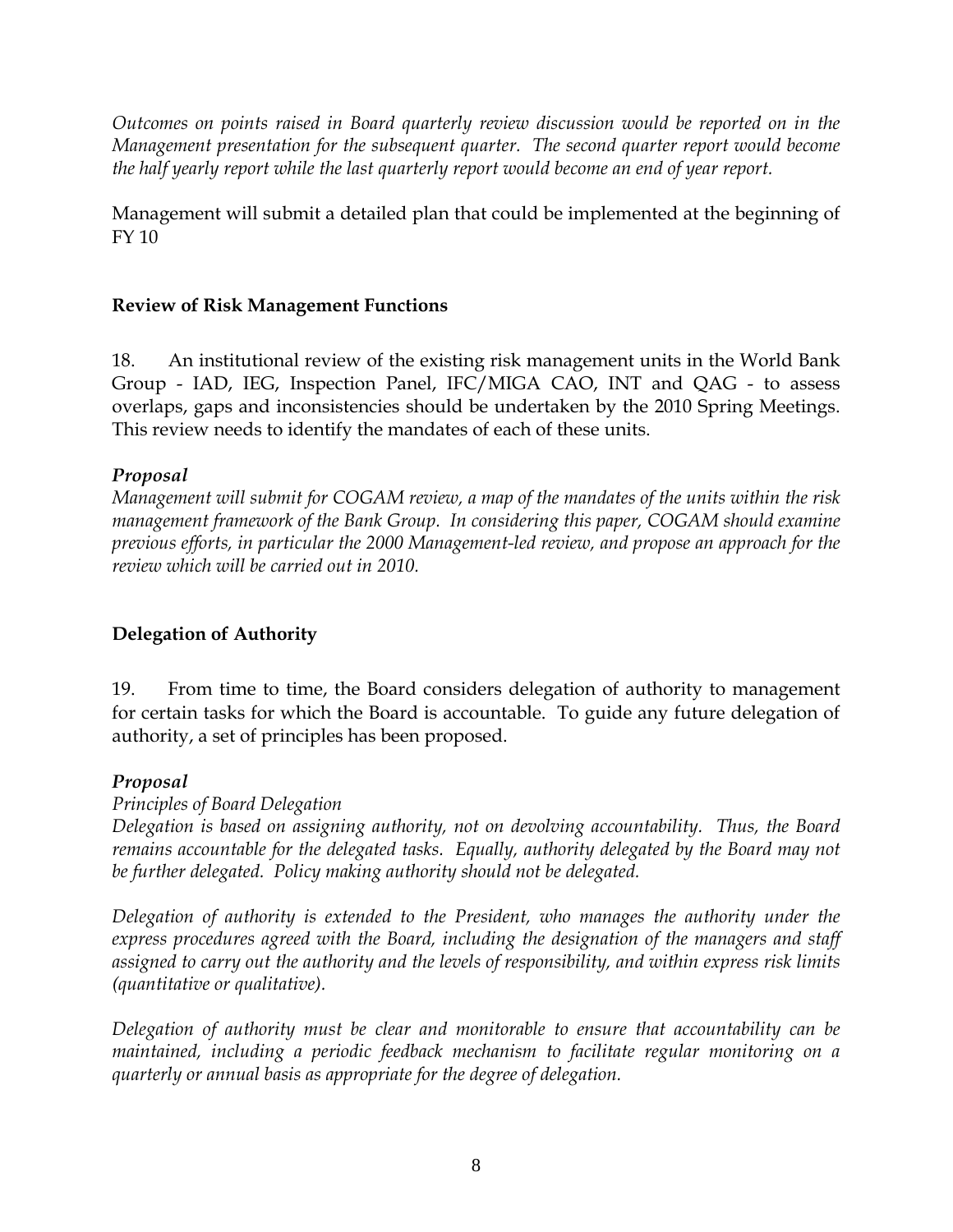*Outcomes on points raised in Board quarterly review discussion would be reported on in the Management presentation for the subsequent quarter. The second quarter report would become the half yearly report while the last quarterly report would become an end of year report.*

Management will submit a detailed plan that could be implemented at the beginning of FY 10

### Review of Risk Management Functions

18. An institutional review of the existing risk management units in the World Bank Group - IAD, IEG, Inspection Panel, IFC/MIGA CAO, INT and QAG - to assess overlaps, gaps and inconsistencies should be undertaken by the 2010 Spring Meetings. This review needs to identify the mandates of each of these units.

***Proposal***

*Management will submit for COGAM review, a map of the mandates of the units within the risk management framework of the Bank Group. In considering this paper, COGAM should examine previous efforts, in particular the 2000 Management-led review, and propose an approach for the review which will be carried out in 2010.*

### Delegation of Authority

19. From time to time, the Board considers delegation of authority to management for certain tasks for which the Board is accountable. To guide any future delegation of authority, a set of principles has been proposed.

***Proposal***

*Principles of Board Delegation*

*Delegation is based on assigning authority, not on devolving accountability. Thus, the Board remains accountable for the delegated tasks. Equally, authority delegated by the Board may not be further delegated. Policy making authority should not be delegated.*

*Delegation of authority is extended to the President, who manages the authority under the express procedures agreed with the Board, including the designation of the managers and staff assigned to carry out the authority and the levels of responsibility, and within express risk limits (quantitative or qualitative).*

*Delegation of authority must be clear and monitorable to ensure that accountability can be maintained, including a periodic feedback mechanism to facilitate regular monitoring on a quarterly or annual basis as appropriate for the degree of delegation.*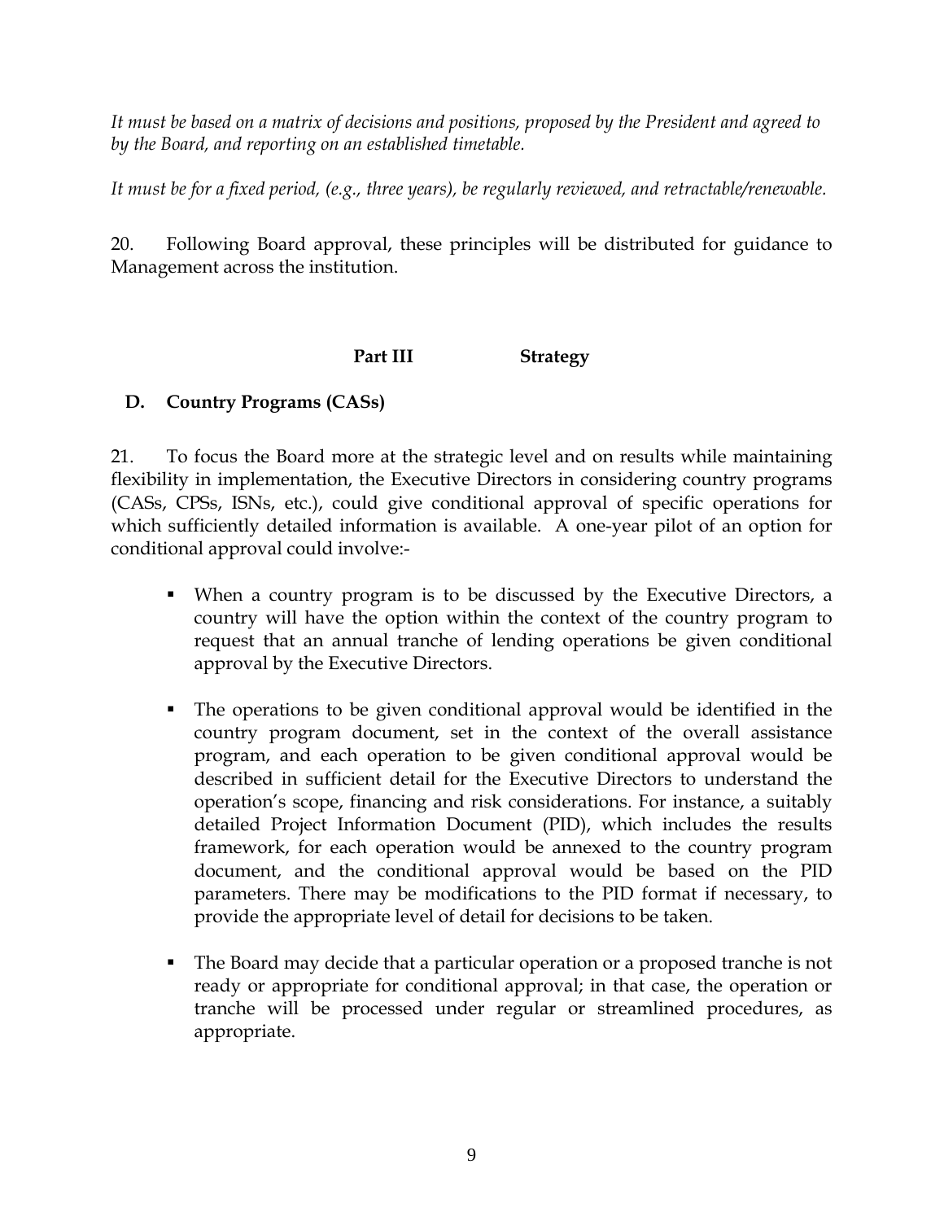*It must be based on a matrix of decisions and positions, proposed by the President and agreed to by the Board, and reporting on an established timetable.*

*It must be for a fixed period, (e.g., three years), be regularly reviewed, and retractable/renewable.*

20. Following Board approval, these principles will be distributed for guidance to Management across the institution.

## Part III Strategy

### D. Country Programs (CASs)

21. To focus the Board more at the strategic level and on results while maintaining flexibility in implementation, the Executive Directors in considering country programs (CASs, CPSs, ISNs, etc.), could give conditional approval of specific operations for which sufficiently detailed information is available. A one-year pilot of an option for conditional approval could involve:-

- When a country program is to be discussed by the Executive Directors, a country will have the option within the context of the country program to request that an annual tranche of lending operations be given conditional approval by the Executive Directors.

- The operations to be given conditional approval would be identified in the country program document, set in the context of the overall assistance program, and each operation to be given conditional approval would be described in sufficient detail for the Executive Directors to understand the operation's scope, financing and risk considerations. For instance, a suitably detailed Project Information Document (PID), which includes the results framework, for each operation would be annexed to the country program document, and the conditional approval would be based on the PID parameters. There may be modifications to the PID format if necessary, to provide the appropriate level of detail for decisions to be taken.

- The Board may decide that a particular operation or a proposed tranche is not ready or appropriate for conditional approval; in that case, the operation or tranche will be processed under regular or streamlined procedures, as appropriate.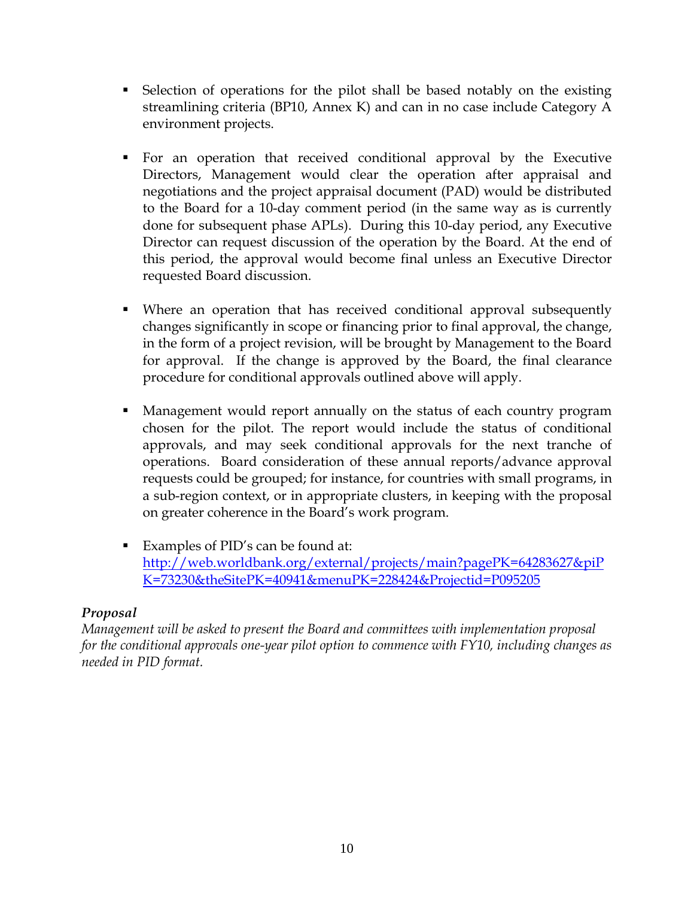- Selection of operations for the pilot shall be based notably on the existing streamlining criteria (BP10, Annex K) and can in no case include Category A environment projects.

- For an operation that received conditional approval by the Executive Directors, Management would clear the operation after appraisal and negotiations and the project appraisal document (PAD) would be distributed to the Board for a 10-day comment period (in the same way as is currently done for subsequent phase APLs). During this 10-day period, any Executive Director can request discussion of the operation by the Board. At the end of this period, the approval would become final unless an Executive Director requested Board discussion.

- Where an operation that has received conditional approval subsequently changes significantly in scope or financing prior to final approval, the change, in the form of a project revision, will be brought by Management to the Board for approval. If the change is approved by the Board, the final clearance procedure for conditional approvals outlined above will apply.

- Management would report annually on the status of each country program chosen for the pilot. The report would include the status of conditional approvals, and may seek conditional approvals for the next tranche of operations. Board consideration of these annual reports/advance approval requests could be grouped; for instance, for countries with small programs, in a sub-region context, or in appropriate clusters, in keeping with the proposal on greater coherence in the Board's work program.

- Examples of PID's can be found at: [http://web.worldbank.org/external/projects/main?pagePK=64283627&piPK=73230&theSitePK=40941&menuPK=228424&Projectid=P095205](http://web.worldbank.org/external/projects/main?pagePK=64283627&piPK=73230&theSitePK=40941&menuPK=228424&Projectid=P095205)

***Proposal***

*Management will be asked to present the Board and committees with implementation proposal for the conditional approvals one-year pilot option to commence with FY10, including changes as needed in PID format.*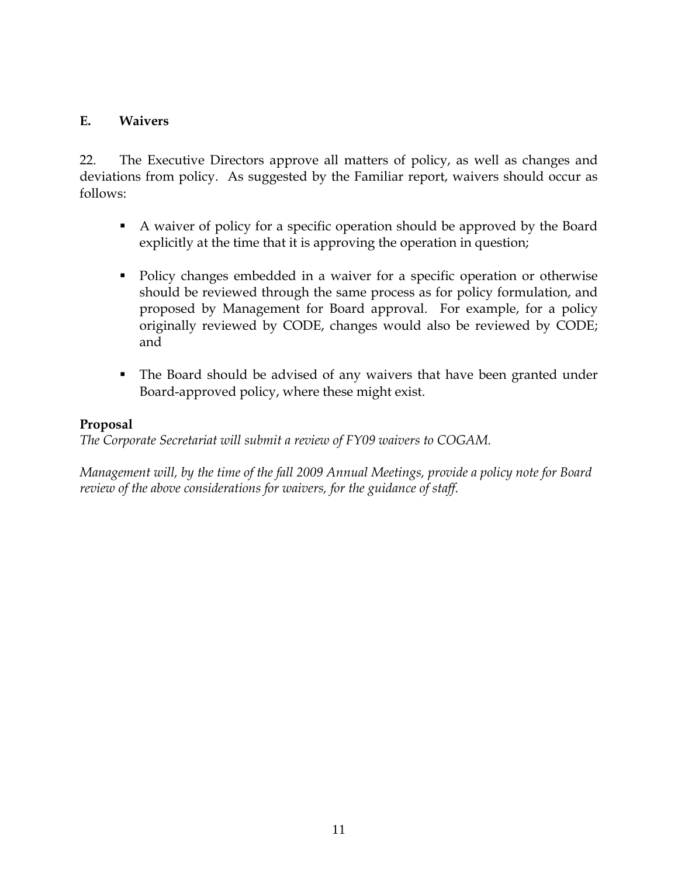## E. Waivers

22. The Executive Directors approve all matters of policy, as well as changes and deviations from policy. As suggested by the Familiar report, waivers should occur as follows:

- A waiver of policy for a specific operation should be approved by the Board explicitly at the time that it is approving the operation in question;
- Policy changes embedded in a waiver for a specific operation or otherwise should be reviewed through the same process as for policy formulation, and proposed by Management for Board approval. For example, for a policy originally reviewed by CODE, changes would also be reviewed by CODE; and
- The Board should be advised of any waivers that have been granted under Board-approved policy, where these might exist.

**Proposal**

*The Corporate Secretariat will submit a review of FY09 waivers to COGAM.*

*Management will, by the time of the fall 2009 Annual Meetings, provide a policy note for Board review of the above considerations for waivers, for the guidance of staff.*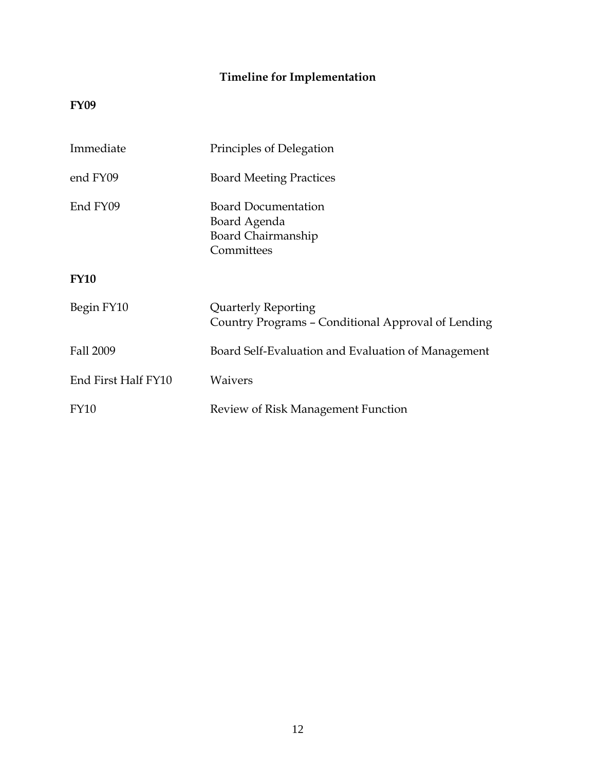# Timeline for Implementation

**FY09**

| | |
|---|---|
| Immediate | Principles of Delegation |
| end FY09 | Board Meeting Practices |
| End FY09 | Board Documentation<br>Board Agenda<br>Board Chairmanship<br>Committees |

**FY10**

| | |
|---|---|
| Begin FY10 | Quarterly Reporting<br>Country Programs – Conditional Approval of Lending |
| Fall 2009 | Board Self-Evaluation and Evaluation of Management |
| End First Half FY10 | Waivers |
| FY10 | Review of Risk Management Function |